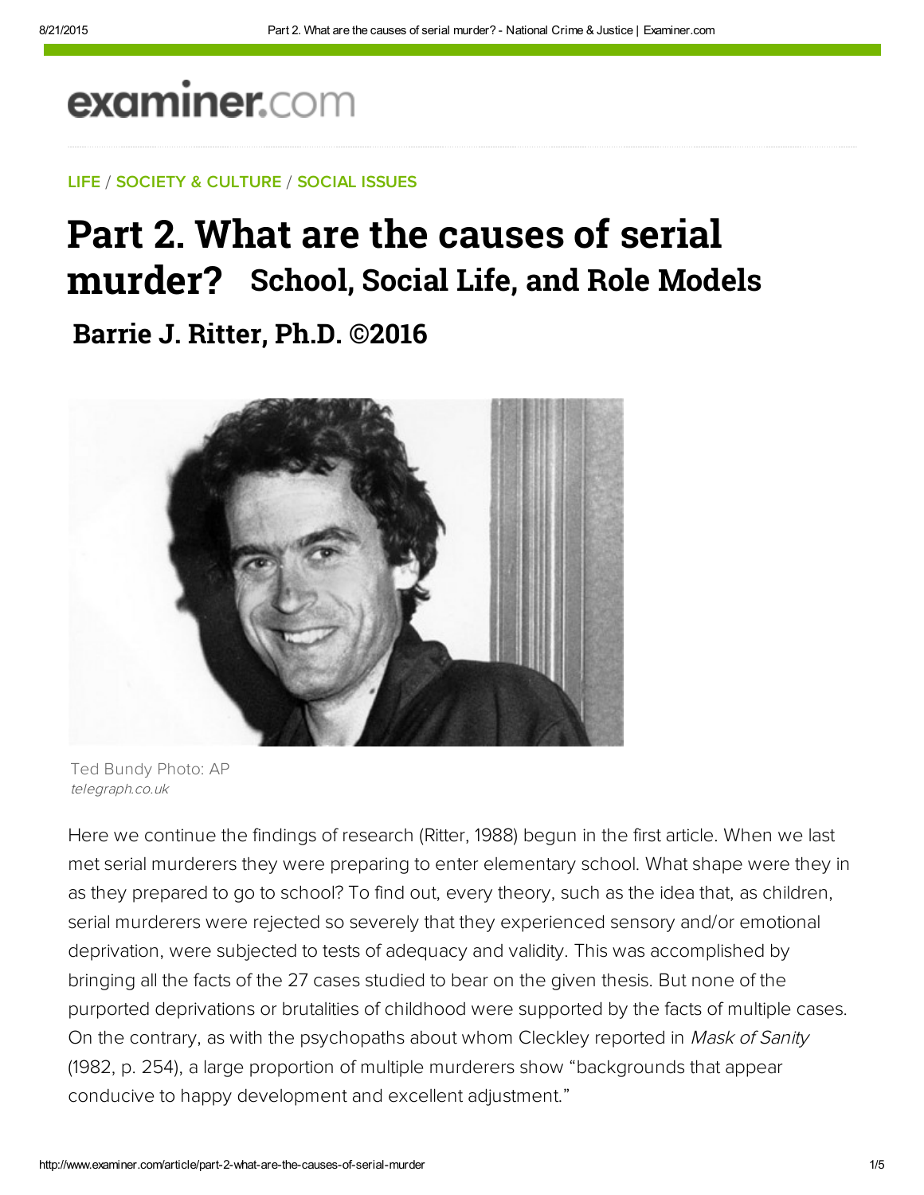examiner.com

LIFE / SOCIETY & CULTURE / SOCIAL ISSUES

# Part 2. What are the causes of serial murder? School, Social Life, and Role Models

## Barrie J. Ritter, Ph.D. ©2016

Ted Bundy Photo: AP
*telegraph.co.uk*

Here we continue the findings of research (Ritter, 1988) begun in the first article. When we last met serial murderers they were preparing to enter elementary school. What shape were they in as they prepared to go to school? To find out, every theory, such as the idea that, as children, serial murderers were rejected so severely that they experienced sensory and/or emotional deprivation, were subjected to tests of adequacy and validity. This was accomplished by bringing all the facts of the 27 cases studied to bear on the given thesis. But none of the purported deprivations or brutalities of childhood were supported by the facts of multiple cases. On the contrary, as with the psychopaths about whom Cleckley reported in *Mask of Sanity* (1982, p. 254), a large proportion of multiple murderers show "backgrounds that appear conducive to happy development and excellent adjustment."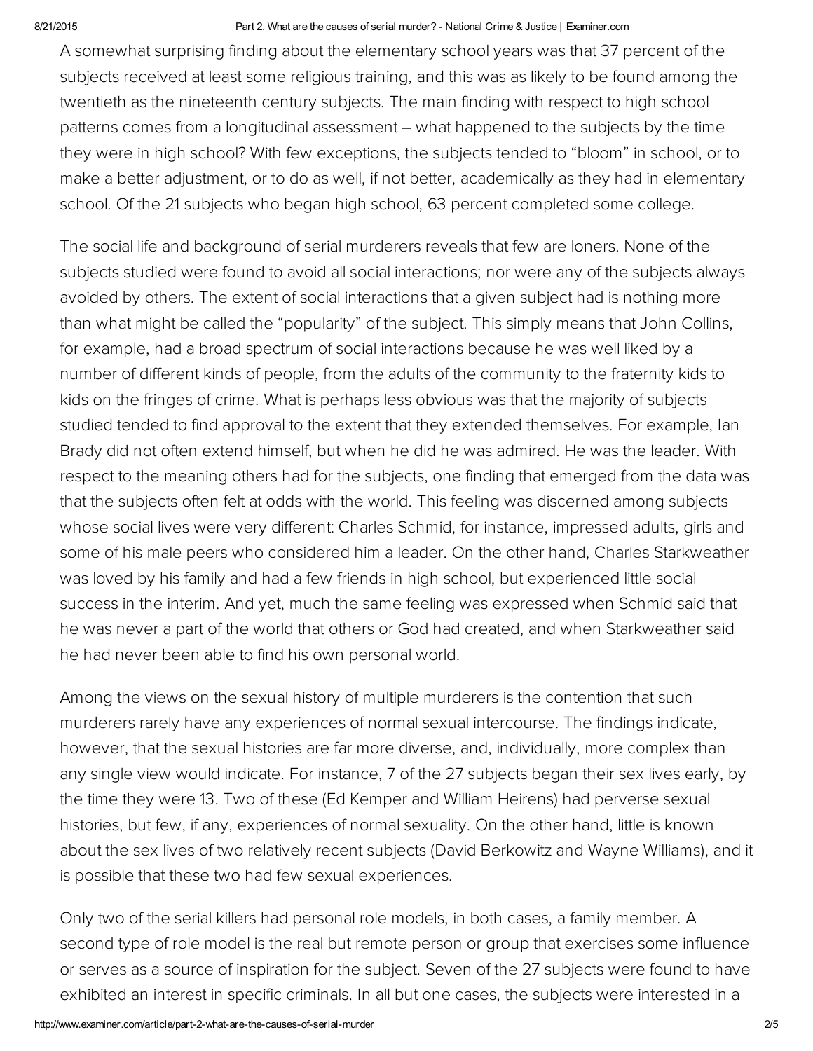A somewhat surprising finding about the elementary school years was that 37 percent of the subjects received at least some religious training, and this was as likely to be found among the twentieth as the nineteenth century subjects. The main finding with respect to high school patterns comes from a longitudinal assessment – what happened to the subjects by the time they were in high school? With few exceptions, the subjects tended to "bloom" in school, or to make a better adjustment, or to do as well, if not better, academically as they had in elementary school. Of the 21 subjects who began high school, 63 percent completed some college.

The social life and background of serial murderers reveals that few are loners. None of the subjects studied were found to avoid all social interactions; nor were any of the subjects always avoided by others. The extent of social interactions that a given subject had is nothing more than what might be called the "popularity" of the subject. This simply means that John Collins, for example, had a broad spectrum of social interactions because he was well liked by a number of different kinds of people, from the adults of the community to the fraternity kids to kids on the fringes of crime. What is perhaps less obvious was that the majority of subjects studied tended to find approval to the extent that they extended themselves. For example, Ian Brady did not often extend himself, but when he did he was admired. He was the leader. With respect to the meaning others had for the subjects, one finding that emerged from the data was that the subjects often felt at odds with the world. This feeling was discerned among subjects whose social lives were very different: Charles Schmid, for instance, impressed adults, girls and some of his male peers who considered him a leader. On the other hand, Charles Starkweather was loved by his family and had a few friends in high school, but experienced little social success in the interim. And yet, much the same feeling was expressed when Schmid said that he was never a part of the world that others or God had created, and when Starkweather said he had never been able to find his own personal world.

Among the views on the sexual history of multiple murderers is the contention that such murderers rarely have any experiences of normal sexual intercourse. The findings indicate, however, that the sexual histories are far more diverse, and, individually, more complex than any single view would indicate. For instance, 7 of the 27 subjects began their sex lives early, by the time they were 13. Two of these (Ed Kemper and William Heirens) had perverse sexual histories, but few, if any, experiences of normal sexuality. On the other hand, little is known about the sex lives of two relatively recent subjects (David Berkowitz and Wayne Williams), and it is possible that these two had few sexual experiences.

Only two of the serial killers had personal role models, in both cases, a family member. A second type of role model is the real but remote person or group that exercises some influence or serves as a source of inspiration for the subject. Seven of the 27 subjects were found to have exhibited an interest in specific criminals. In all but one cases, the subjects were interested in a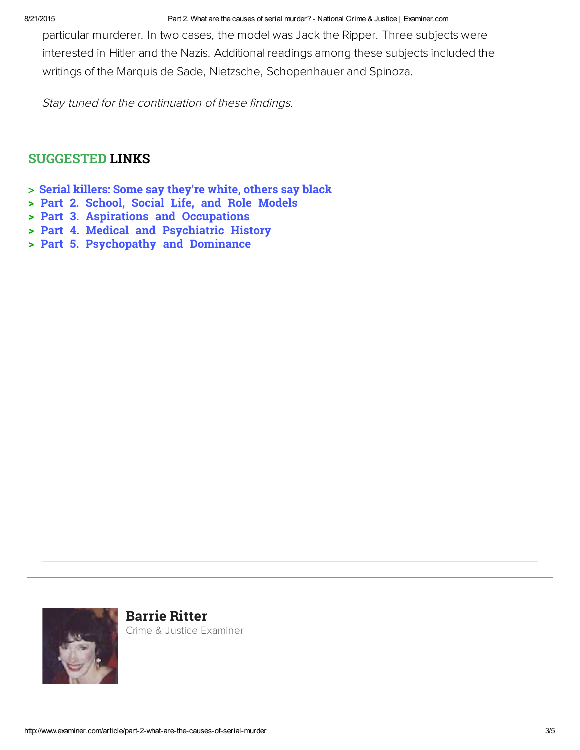particular murderer. In two cases, the model was Jack the Ripper. Three subjects were interested in Hitler and the Nazis. Additional readings among these subjects included the writings of the Marquis de Sade, Nietzsche, Schopenhauer and Spinoza.

*Stay tuned for the continuation of these findings.*

## SUGGESTED LINKS

- > **Serial killers: Some say they're white, others say black**
- > **Part 2. School, Social Life, and Role Models**
- > **Part 3. Aspirations and Occupations**
- > **Part 4. Medical and Psychiatric History**
- > **Part 5. Psychopathy and Dominance**

**Barrie Ritter**
Crime & Justice Examiner